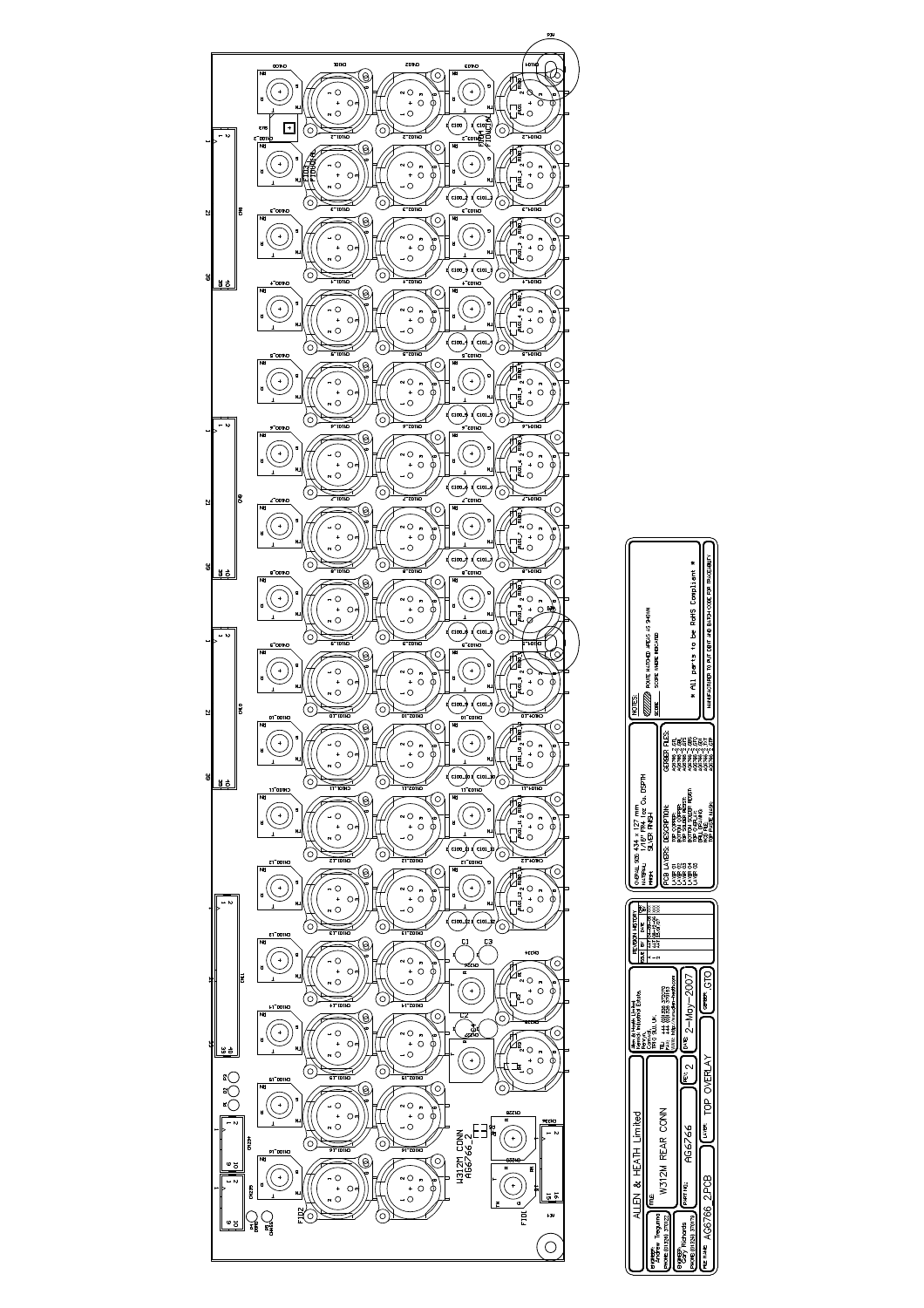ALLEN & HEATH Limited

Allen & Heath Limited
Kernick Industrial Estate,
Penryn,
Cornwall,
TR10 9LU, UK.
TEL: +44 (0)1326 372070
FAX: +44 (0)1326 377097
www: http://www.allen-heath.com

TITLE: W312M REAR CONN

PART NO: AG6766

REV: 2

DATE: 2-May-2007

LAYER: TOP OVERLAY

FILE NAME: AG6766_2.PCB

CHECKER: GTO

W312M CONN
AG6766_2

OVERALL SIZE: 434 x 127 mm
MATERIAL: 1/16" FR4 1oz Cu. DEPTH
FINISH: SILVER FINISH

PCB LAYERS: DESCRIPTION:

GERBER FILES:

NOTES:

* All parts to be RoHS Compliant *

REVISION HISTORY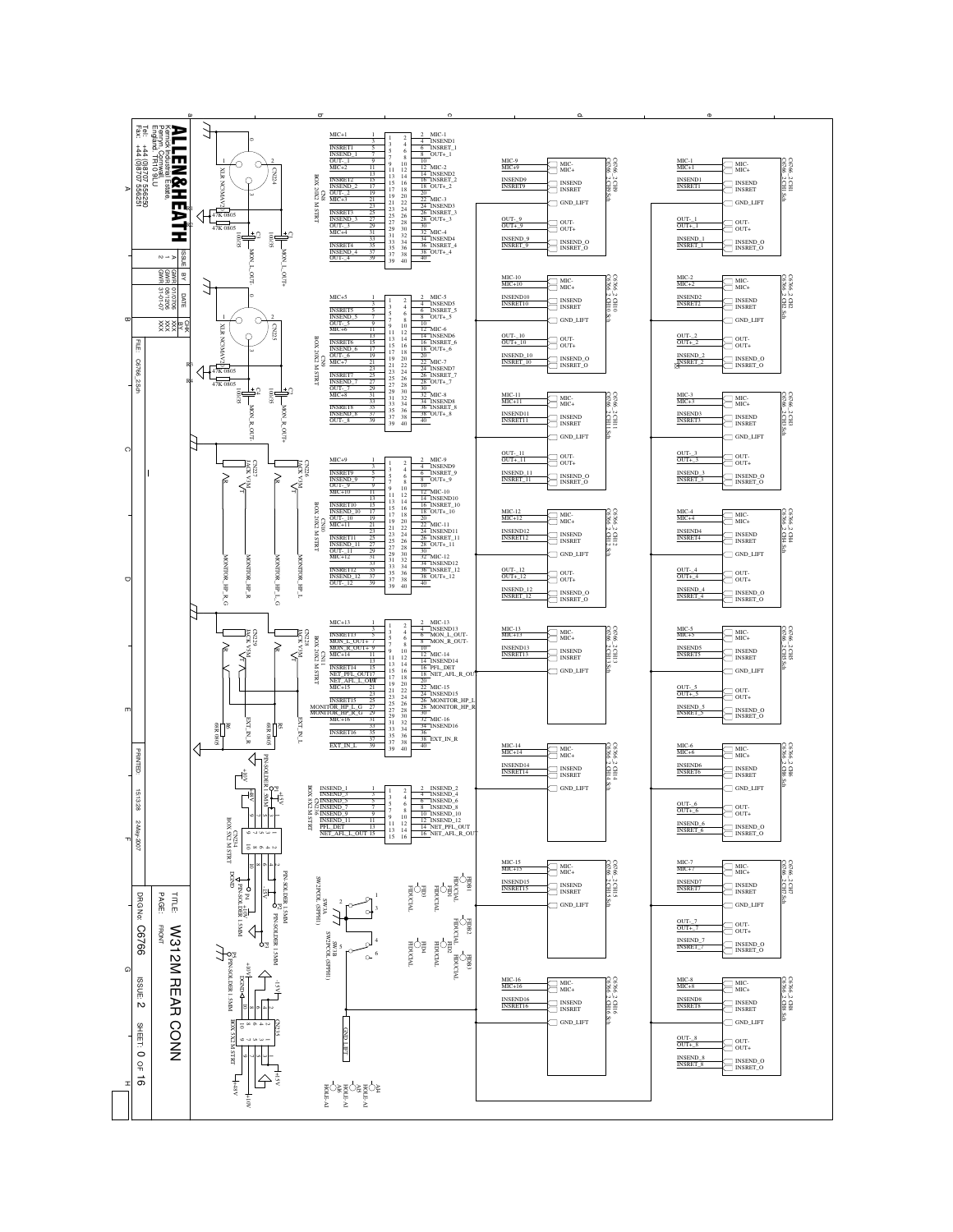# ALLEN&HEATH

Kernick Industrial Estate,
Penryn, Cornwall,
England, TR10 9LU
Tel: +44 (0)8707 556250
Fax: +44 (0)8707 556251

| ISSUE | BY | DATE | CHK |
|---|---|---|---|
| A | GWR | 01/07/06 | XXX |
| 1 | GWR | 08/12/06 | XXX |
| 2 | GWR | 31-01-07 | XXX |

FILE: C6766_2.Sch

PRINTED: 15:13:28 2-May-2007

TITLE: W312M REAR CONN

PAGE: FRONT

DRG No: C6766 ISSUE: 2 SHEET: 0 OF 16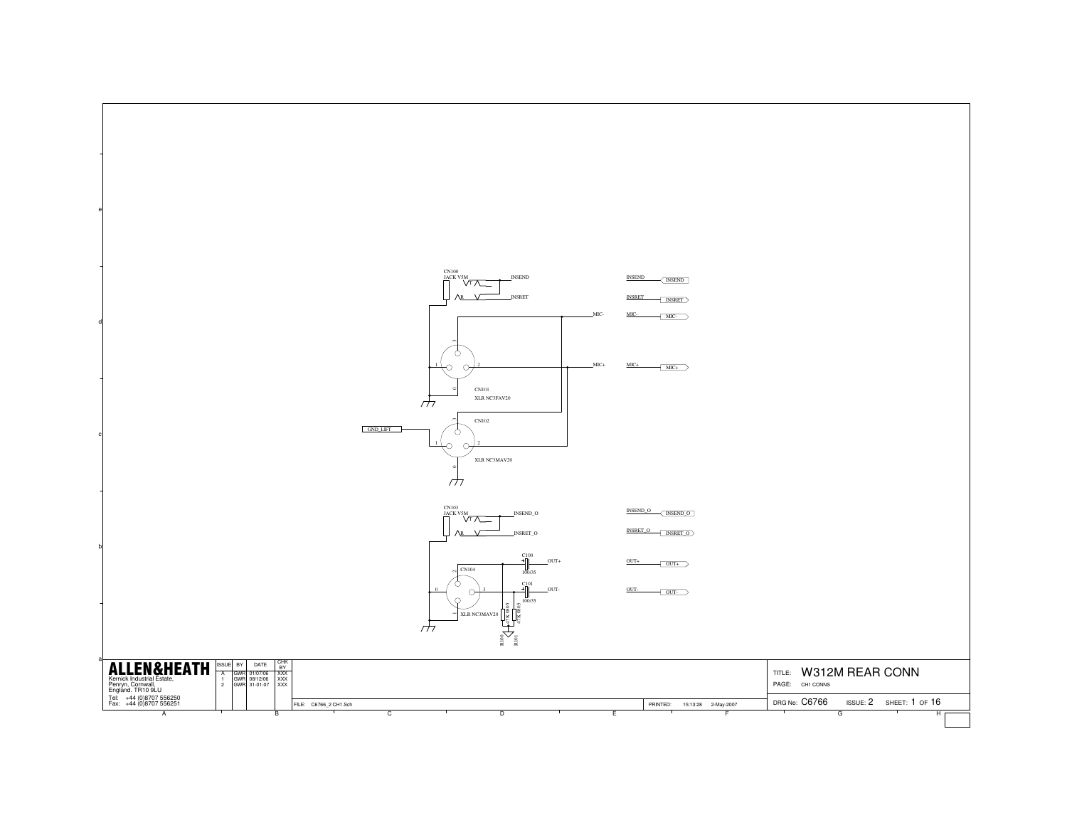CN100
JACK V5M

INSEND

INSRET

MIC-

MIC+

CN101
XLR NC3FAV20

GND_LIFT

CN102
XLR NC3MAV20

INSEND → INSEND

INSRET → INSRET

MIC- → MIC-

MIC+ → MIC+

CN103
JACK V5M

INSEND_O

INSRET_O

C100
100/35
OUT+

C101
100/35
OUT-

CN104
XLR NC3MAV20

R100 47K 0805

R101 47K 0805

INSEND_O → INSEND_O

INSRET_O → INSRET_O

OUT+ → OUT+

OUT- → OUT-

**ALLEN&HEATH**
Kernick Industrial Estate,
Penryn, Cornwall,
England. TR10 9LU
Tel: +44 (0)8707 556250
Fax: +44 (0)8707 556251

| ISSUE | BY | DATE | CHK BY |
| --- | --- | --- | --- |
| A | GWR | 01/07/06 | XXX |
| 1 | GWR | 08/12/06 | XXX |
| 2 | GWR | 31-01-07 | XXX |

FILE: C6766_2 CH1.Sch

PRINTED: 15:13:28 2-May-2007

TITLE: W312M REAR CONN

PAGE: CH1 CONNS

DRG No: C6766 ISSUE: 2 SHEET: 1 OF 16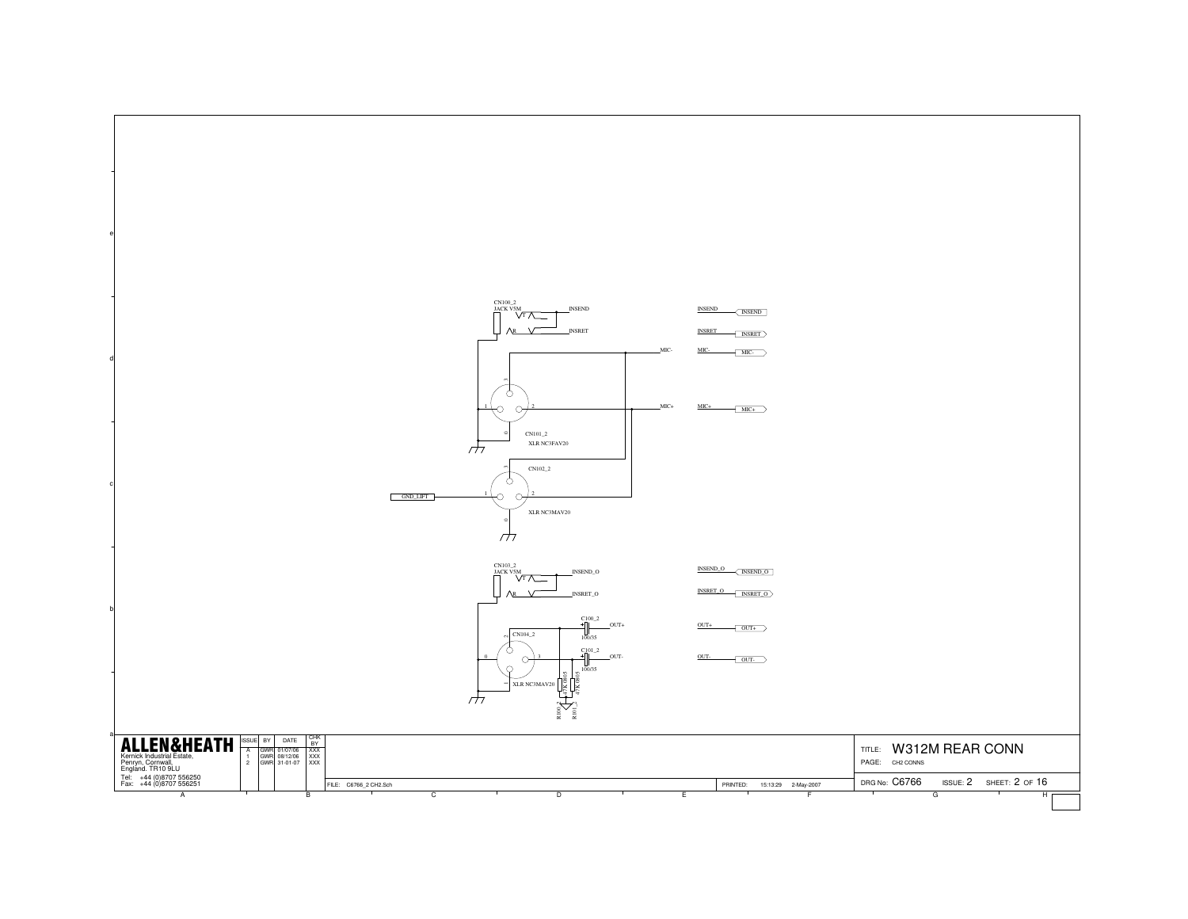CN100_2
JACK V5M

INSEND

INSRET

MIC-

MIC+

CN101_2
XLR NC3FAV20

CN102_2

GND_LIFT

XLR NC3MAV20

INSEND

INSRET

MIC-

MIC+

CN103_2
JACK V5M

INSEND_O

INSRET_O

C100_2
100/35

OUT+

CN104_2

C101_2
100/35

OUT-

XLR NC3MAV20

R100_2 47K 0805

R101_2 47K 0805

INSEND_O

INSRET_O

OUT+

OUT-

**ALLEN&HEATH**
Kernick Industrial Estate,
Penryn, Cornwall,
England. TR10 9LU
Tel: +44 (0)8707 556250
Fax: +44 (0)8707 556251

| ISSUE | BY | DATE | CHK BY |
|---|---|---|---|
| A | GWR | 01/07/06 | XXX |
| 1 | GWR | 08/12/06 | XXX |
| 2 | GWR | 31-01-07 | XXX |

FILE: C6766_2 CH2.Sch

PRINTED: 15:13:29 2-May-2007

TITLE: W312M REAR CONN

PAGE: CH2 CONNS

DRG No: C6766 ISSUE: 2 SHEET: 2 OF 16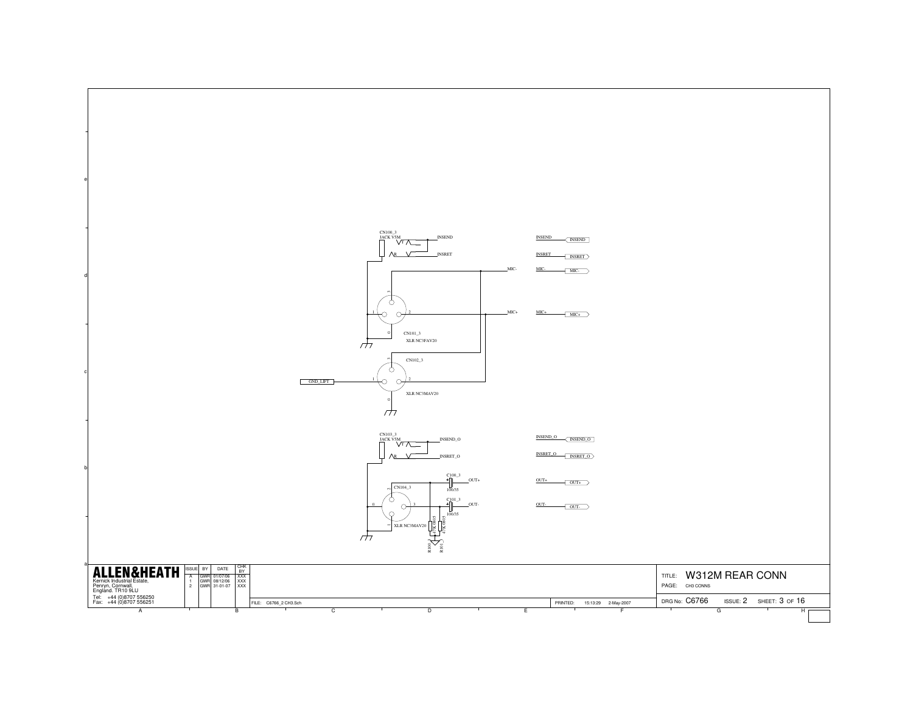CN100_3
JACK V5M

T — INSEND

R — INSRET

MIC-

MIC+

CN101_3
XLR NC3FAV20

CN102_3

GND_LIFT

XLR NC3MAV20

INSEND — INSEND

INSRET — INSRET

MIC- — MIC-

MIC+ — MIC+

CN103_3
JACK V5M

T — INSEND_O

R — INSRET_O

CN104_3

C100_3
100/35
OUT+

C101_3
100/35
OUT-

XLR NC3MAV20

R100_3 47K 0805

R101_3 47K 0805

INSEND_O — INSEND_O

INSRET_O — INSRET_O

OUT+ — OUT+

OUT- — OUT-

**ALLEN&HEATH**
Kernick Industrial Estate,
Penryn, Cornwall,
England. TR10 9LU
Tel: +44 (0)8707 556250
Fax: +44 (0)8707 556251

| ISSUE | BY | DATE | CHK BY |
|---|---|---|---|
| A | GWR | 01/07/06 | XXX |
| 1 | GWR | 08/12/06 | XXX |
| 2 | GWR | 31-01-07 | XXX |

FILE: C6766_2 CH3.Sch

PRINTED: 15:13:29 2-May-2007

TITLE: W312M REAR CONN

PAGE: CH3 CONNS

DRG No: C6766 ISSUE: 2 SHEET: 3 OF 16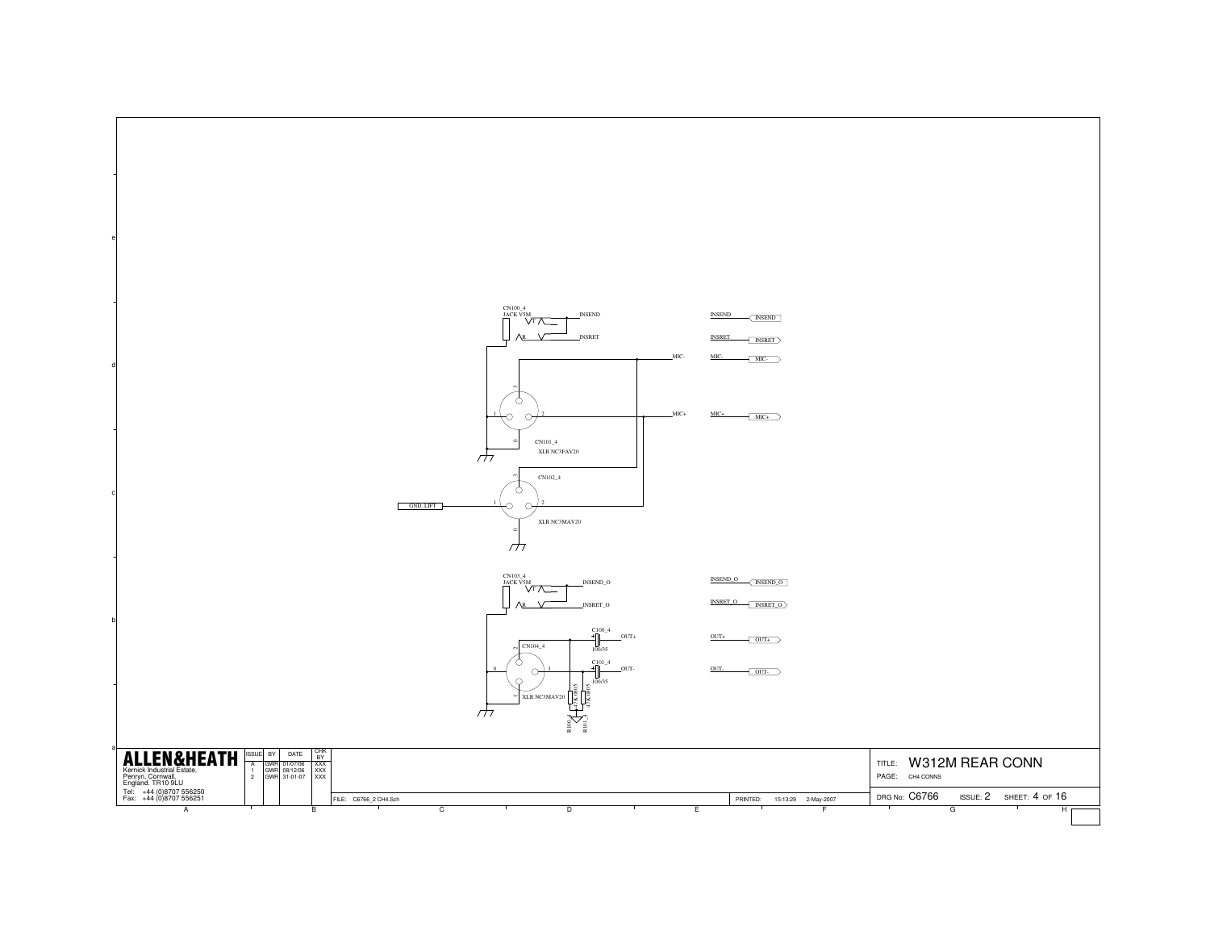CN100_4
JACK V5M

T — INSEND

R — INSRET

MIC-

MIC+

CN101_4
XLR NC3FAV20

CN102_4
XLR NC3MAV20

GND_LIFT

INSEND — INSEND

INSRET — INSRET

MIC- — MIC-

MIC+ — MIC+

CN103_4
JACK V5M

T — INSEND_O

R — INSRET_O

CN104_4
XLR NC3MAV20

C100_4
100/35
OUT+

C101_4
100/35
OUT-

R100_4 47K 0805

R101_4 47K 0805

INSEND_O — INSEND_O

INSRET_O — INSRET_O

OUT+ — OUT+

OUT- — OUT-

**ALLEN&HEATH**
Kernick Industrial Estate,
Penryn, Cornwall,
England. TR10 9LU
Tel: +44 (0)8707 556250
Fax: +44 (0)8707 556251

| ISSUE | BY | DATE | CHK BY |
|---|---|---|---|
| A | GWR | 01/07/06 | XXX |
| 1 | GWR | 08/12/06 | XXX |
| 2 | GWR | 31-01-07 | XXX |

FILE: C6766_2 CH4.Sch

PRINTED: 15:13:29 2-May-2007

TITLE: W312M REAR CONN

PAGE: CH4 CONNS

DRG No: C6766 ISSUE: 2 SHEET: 4 OF 16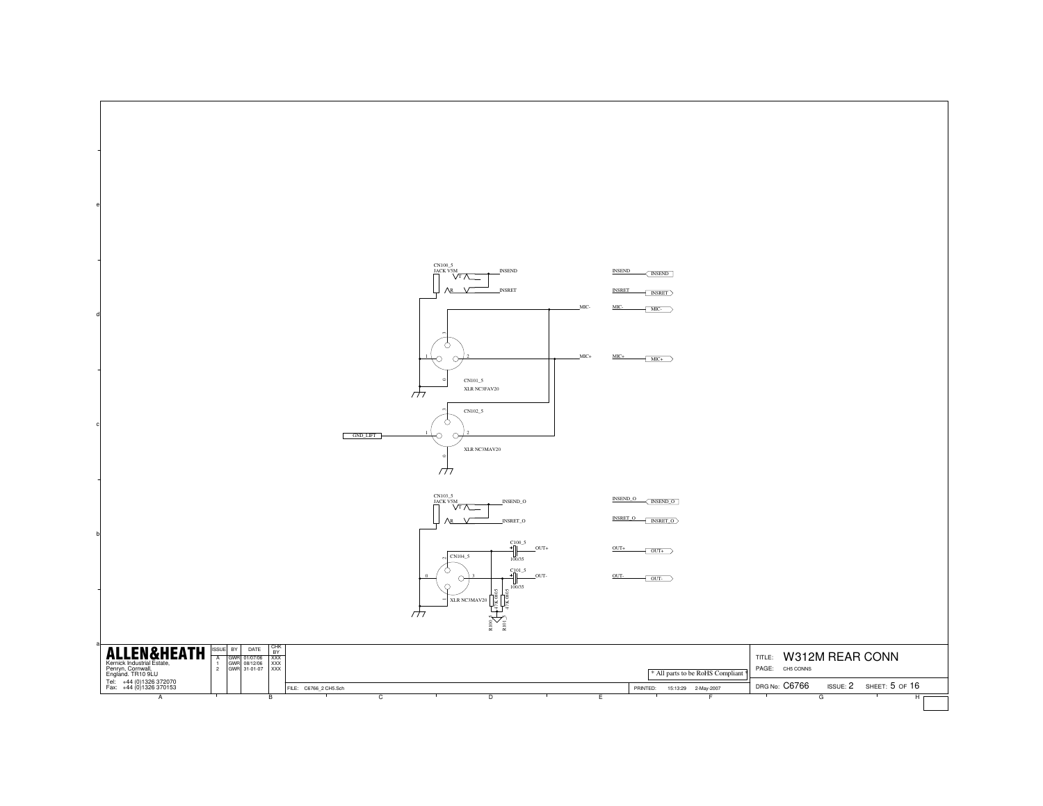CN100_5
JACK V5M

INSEND

INSRET

MIC-

MIC+

CN101_5
XLR NC3FAV20

CN102_5

GND_LIFT

XLR NC3MAV20

CN103_5
JACK V5M

INSEND_O

INSRET_O

C100_5
100/35

OUT+

CN104_5

C101_5
100/35

OUT-

XLR NC3MAV20

R100_5 47K 0805

R101_5 47K 0805

INSEND — INSEND

INSRET — INSRET

MIC- — MIC-

MIC+ — MIC+

INSEND_O — INSEND_O

INSRET_O — INSRET_O

OUT+ — OUT+

OUT- — OUT-

**ALLEN&HEATH**
Kernick Industrial Estate,
Penryn, Cornwall,
England. TR10 9LU
Tel: +44 (0)1326 372070
Fax: +44 (0)1326 370153

| ISSUE | BY | DATE | CHK BY |
|---|---|---|---|
| A | GWR | 01/07/06 | XXX |
| 1 | GWR | 08/12/06 | XXX |
| 2 | GWR | 31-01-07 | XXX |

\* All parts to be RoHS Compliant \*

FILE: C6766_2 CH5.Sch

PRINTED: 15:13:29 2-May-2007

TITLE: W312M REAR CONN

PAGE: CH5 CONNS

DRG No: C6766 ISSUE: 2 SHEET: 5 OF 16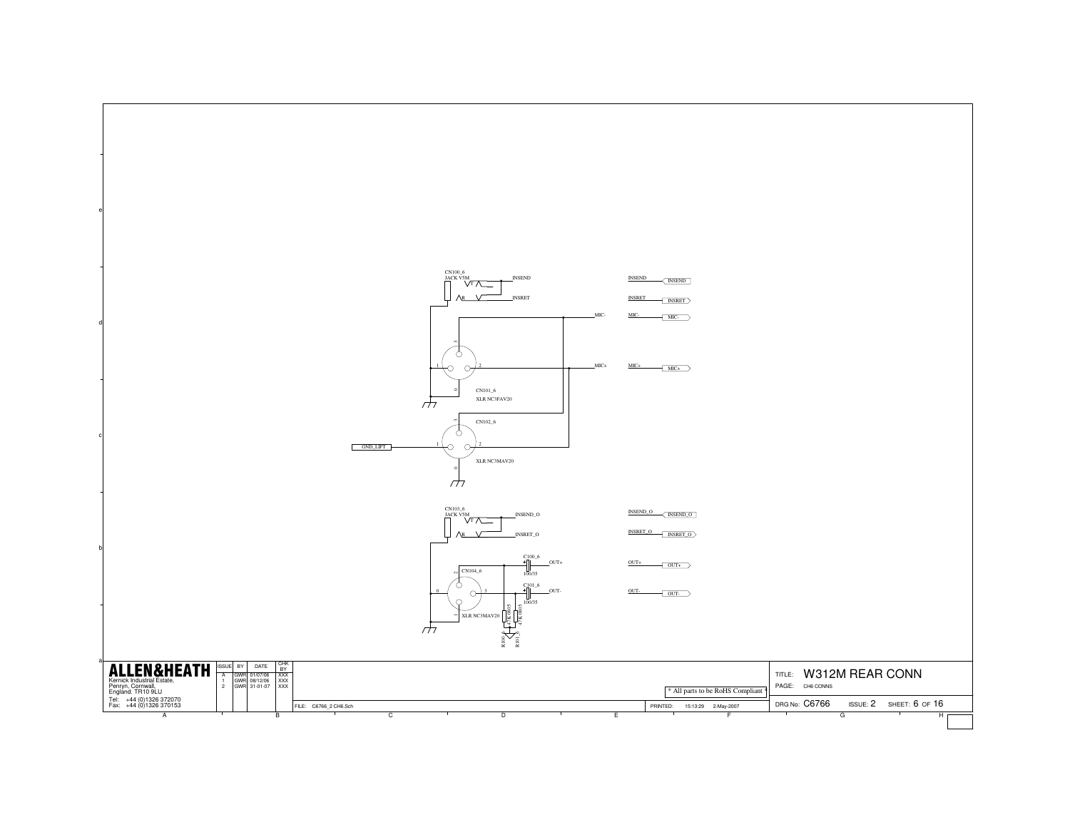CN100_6
JACK V5M

INSEND

INSRET

MIC-

MIC+

CN101_6
XLR NC3FAV20

CN102_6

GND_LIFT

XLR NC3MAV20

CN103_6
JACK V5M

INSEND_O

INSRET_O

C100_6
100/35

OUT+

CN104_6

C101_6
100/35

OUT-

XLR NC3MAV20

R100_6 47K 0805

R101_6 47K 0805

INSEND → INSEND

INSRET → INSRET

MIC- → MIC-

MIC+ → MIC+

INSEND_O → INSEND_O

INSRET_O → INSRET_O

OUT+ → OUT+

OUT- → OUT-

**ALLEN&HEATH**

Kernick Industrial Estate,
Penryn, Cornwall,
England. TR10 9LU
Tel: +44 (0)1326 372070
Fax: +44 (0)1326 370153

| ISSUE | BY | DATE | CHK BY |
|---|---|---|---|
| A | GWR | 01/07/06 | XXX |
| 1 | GWR | 08/12/06 | XXX |
| 2 | GWR | 31-01-07 | XXX |

\* All parts to be RoHS Compliant \*

FILE: C6766_2 CH6.Sch

PRINTED: 15:13:29 2-May-2007

TITLE: W312M REAR CONN

PAGE: CH6 CONNS

DRG No: C6766 ISSUE: 2 SHEET: 6 OF 16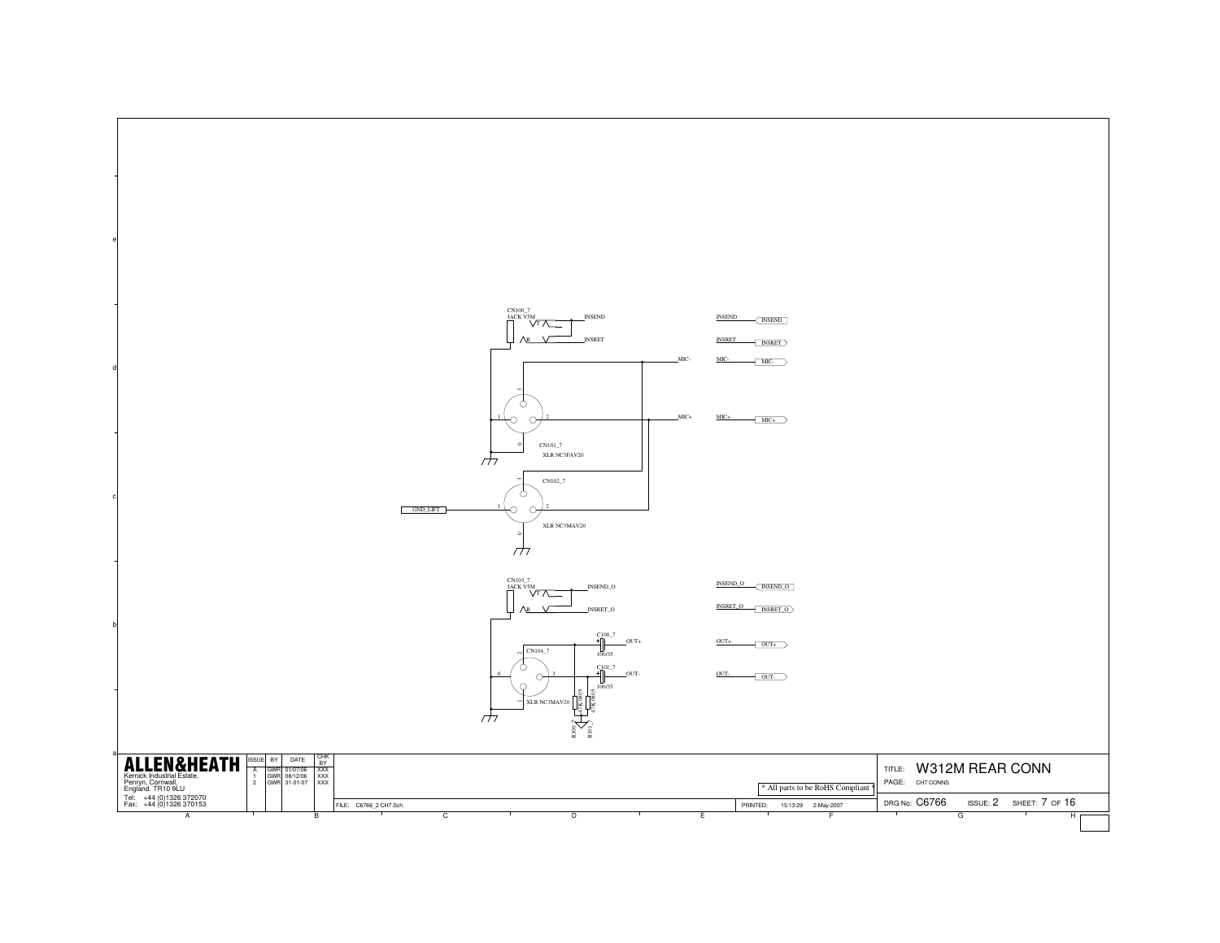CN100_7
JACK V5M

T

R

INSEND

INSRET

MIC-

MIC+

CN101_7
XLR NC3FAV20

CN102_7

GND_LIFT

XLR NC3MAV20

INSEND → INSEND

INSRET → INSRET

MIC- → MIC-

MIC+ → MIC+

CN103_7
JACK V5M

T

R

INSEND_O

INSRET_O

C100_7
100/35

OUT+

CN104_7

C101_7
100/35

OUT-

XLR NC3MAV20

R100_7 47K 0805

R101_7 47K 0805

INSEND_O → INSEND_O

INSRET_O → INSRET_O

OUT+ → OUT+

OUT- → OUT-

**ALLEN&HEATH**
Kernick Industrial Estate,
Penryn, Cornwall,
England. TR10 9LU
Tel: +44 (0)1326 372070
Fax: +44 (0)1326 370153

| ISSUE | BY | DATE | CHK BY |
|---|---|---|---|
| A | GWR | 01/07/06 | XXX |
| 1 | GWR | 08/12/06 | XXX |
| 2 | GWR | 31-01-07 | XXX |

* All parts to be RoHS Compliant *

FILE: C6766_2 CH7.Sch

PRINTED: 15:13:29 2-May-2007

TITLE: W312M REAR CONN

PAGE: CH7 CONNS

DRG No: C6766 ISSUE: 2 SHEET: 7 OF 16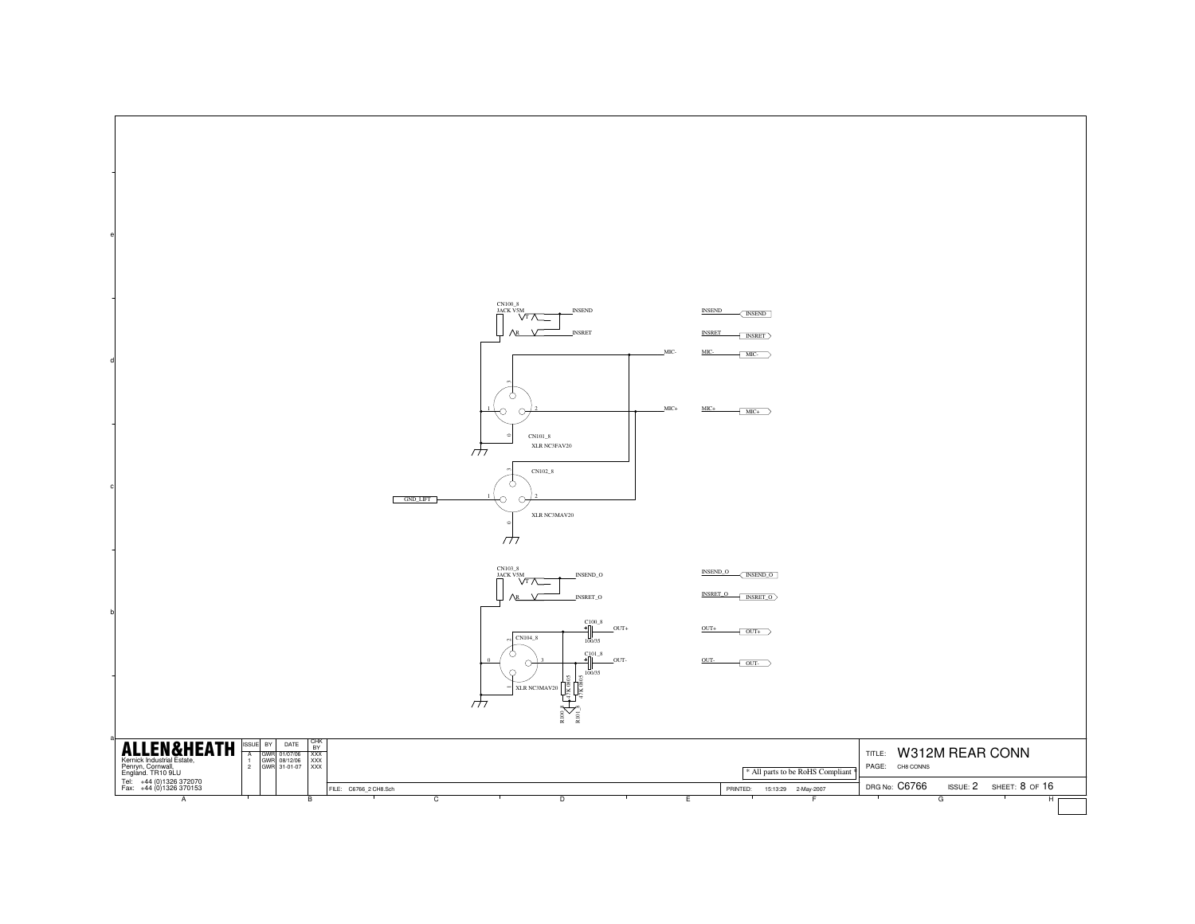CN100_8
JACK V5M

INSEND

INSRET

MIC-

MIC+

CN101_8
XLR NC3FAV20

CN102_8

GND_LIFT

XLR NC3MAV20

CN103_8
JACK V5M

INSEND_O

INSRET_O

C100_8
100/35

OUT+

CN104_8

C101_8
100/35

OUT-

XLR NC3MAV20

R100_8 47K 0805

R101_8 47K 0805

INSEND

INSRET

MIC-

MIC+

INSEND_O

INSRET_O

OUT+

OUT-

**ALLEN&HEATH**
Kernick Industrial Estate,
Penryn, Cornwall,
England. TR10 9LU
Tel: +44 (0)1326 372070
Fax: +44 (0)1326 370153

| ISSUE | BY | DATE | CHK BY |
|---|---|---|---|
| A | GWR | 01/07/06 | XXX |
| 1 | GWR | 08/12/06 | XXX |
| 2 | GWR | 31-01-07 | XXX |

* All parts to be RoHS Compliant *

FILE: C6766_2 CH8.Sch

PRINTED: 15:13:29 2-May-2007

TITLE: W312M REAR CONN

PAGE: CH8 CONNS

DRG No: C6766 ISSUE: 2 SHEET: 8 OF 16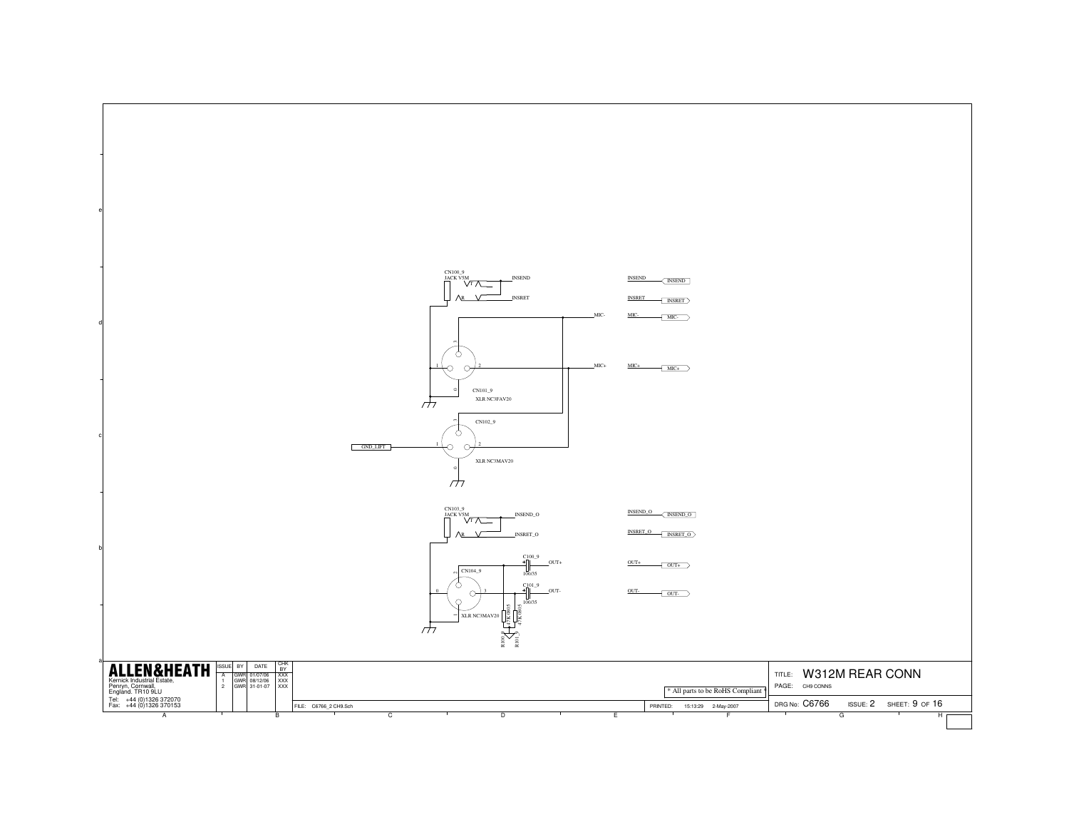CN100_9
JACK V5M

T

R

INSEND

INSRET

MIC-

MIC+

CN101_9
XLR NC3FAV20

CN102_9

GND_LIFT

XLR NC3MAV20

INSEND

INSRET

MIC-

MIC+

CN103_9
JACK V5M

T

R

INSEND_O

INSRET_O

C100_9

OUT+

100/35

CN104_9

C101_9

OUT-

100/35

XLR NC3MAV20

R100_9 47K 0805

R101_9 47K 0805

INSEND_O

INSRET_O

OUT+

OUT-

**ALLEN&HEATH**

Kernick Industrial Estate,
Penryn, Cornwall,
England. TR10 9LU
Tel: +44 (0)1326 372070
Fax: +44 (0)1326 370153

| ISSUE | BY | DATE | CHK BY |
|---|---|---|---|
| A | GWR | 01/07/06 | XXX |
| 1 | GWR | 08/12/06 | XXX |
| 2 | GWR | 31-01-07 | XXX |

* All parts to be RoHS Compliant *

FILE: C6766_2 CH9.Sch

PRINTED: 15:13:29 2-May-2007

TITLE: W312M REAR CONN

PAGE: CH9 CONNS

DRG No: C6766 ISSUE: 2 SHEET: 9 OF 16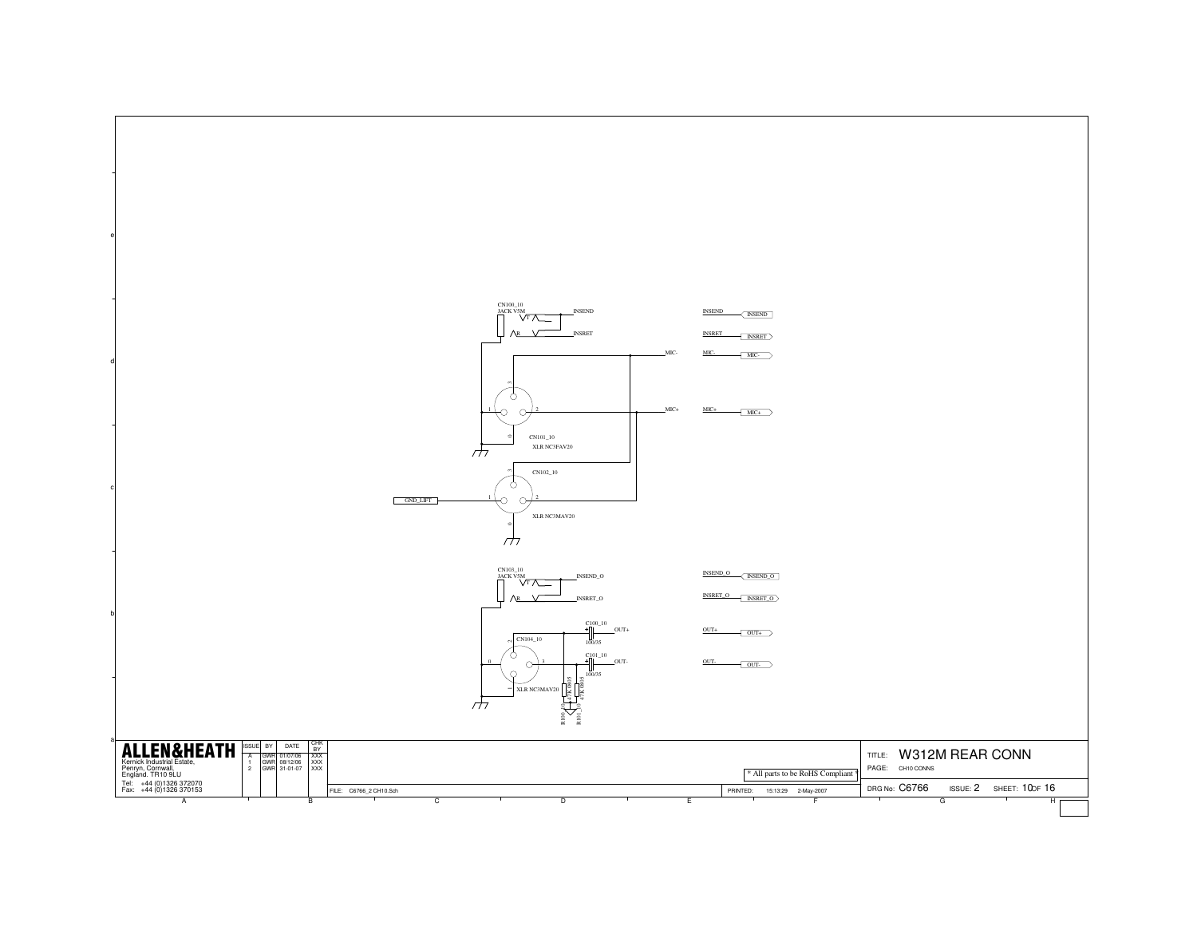CN100_10
JACK V5M

INSEND

INSRET

MIC-

MIC+

CN101_10
XLR NC3FAV20

CN102_10
XLR NC3MAV20

GND_LIFT

CN103_10
JACK V5M

INSEND_O

INSRET_O

C100_10
100/35
OUT+

C101_10
100/35
OUT-

CN104_10
XLR NC3MAV20

R100_10 47K 0805
R101_10 47K 0805

INSEND
INSRET
MIC-
MIC+
INSEND_O
INSRET_O
OUT+
OUT-

**ALLEN&HEATH**

Kernick Industrial Estate,
Penryn, Cornwall,
England. TR10 9LU
Tel: +44 (0)1326 372070
Fax: +44 (0)1326 370153

| ISSUE | BY | DATE | CHK BY |
| --- | --- | --- | --- |
| A | GWR | 01/07/06 | XXX |
| 1 | GWR | 08/12/06 | XXX |
| 2 | GWR | 31-01-07 | XXX |

* All parts to be RoHS Compliant *

FILE: C6766_2 CH10.Sch

PRINTED: 15:13:29 2-May-2007

TITLE: W312M REAR CONN
PAGE: CH10 CONNS

DRG No: C6766 ISSUE: 2 SHEET: 10 OF 16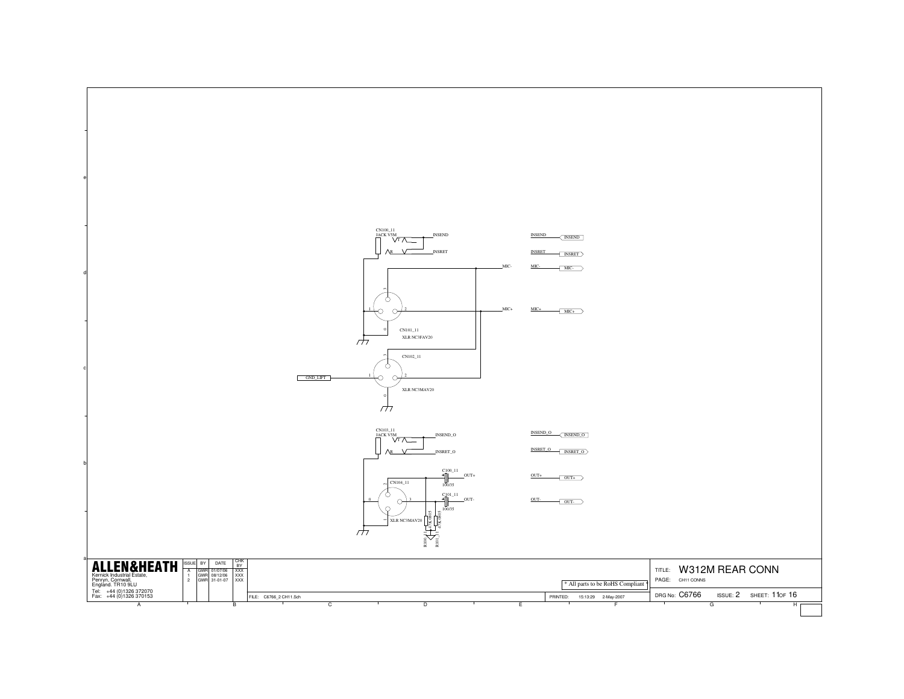CN100_11
JACK V5M

INSEND

INSRET

MIC-

MIC+

CN101_11
XLR NC3FAV20

CN102_11

GND_LIFT

XLR NC3MAV20

CN103_11
JACK V5M

INSEND_O

INSRET_O

C100_11
100/35

OUT+

CN104_11

C101_11
100/35

OUT-

XLR NC3MAV20

R100_11 47K 0805

R101_11 47K 0805

INSEND
INSRET
MIC-
MIC+

INSEND_O
INSRET_O
OUT+
OUT-

**ALLEN&HEATH**
Kernick Industrial Estate,
Penryn, Cornwall,
England. TR10 9LU
Tel: +44 (0)1326 372070
Fax: +44 (0)1326 370153

| ISSUE | BY | DATE | CHK BY |
|---|---|---|---|
| A | GWR | 01/07/06 | XXX |
| 1 | GWR | 08/12/06 | XXX |
| 2 | GWR | 31-01-07 | XXX |

\* All parts to be RoHS Compliant \*

FILE: C6766_2 CH11.Sch

PRINTED: 15:13:29 2-May-2007

TITLE: W312M REAR CONN

PAGE: CH11 CONNS

DRG No: C6766 ISSUE: 2 SHEET: 11 OF 16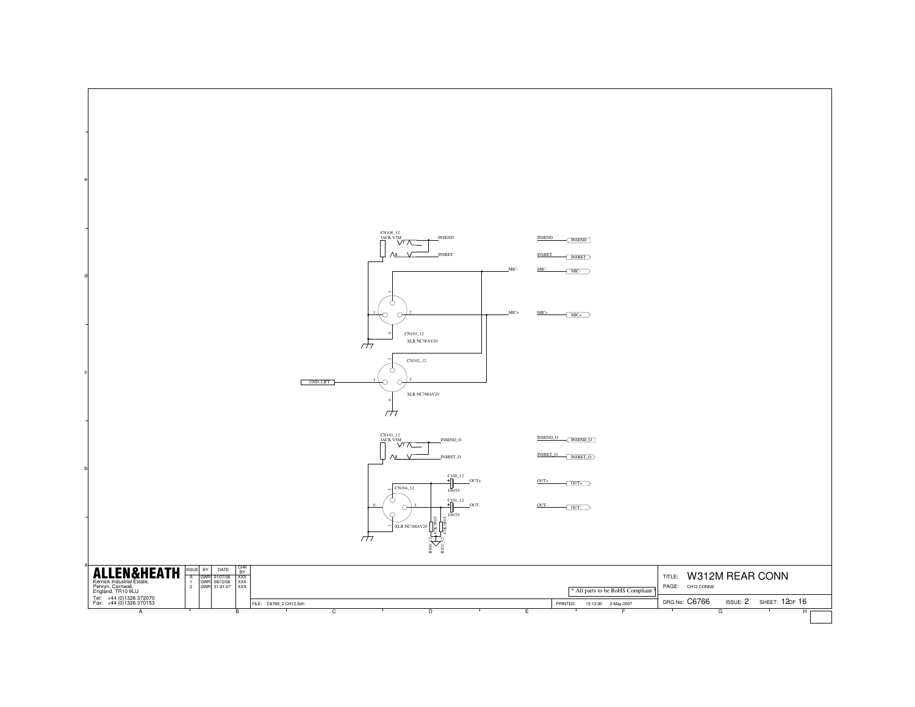CN100_12
JACK V5M

T

R

INSEND

INSRET

MIC-

MIC+

1

2

3

0

CN101_12
XLR NC3FAV20

CN102_12

GND_LIFT

1

2

3

0

XLR NC3MAV20

INSEND

INSRET

MIC-

MIC+

CN103_12
JACK V5M

T

R

INSEND_O

INSRET_O

C100_12
100/35

OUT+

C101_12
100/35

OUT-

CN104_12

0

2

3

1

XLR NC3MAV20

R100_12 47K 0805

R101_12 47K 0805

INSEND_O

INSRET_O

OUT+

OUT-

| ISSUE | BY | DATE | CHK BY |
|---|---|---|---|
| A | GWR | 01/07/06 | XXX |
| 1 | GWR | 08/12/06 | XXX |
| 2 | GWR | 31-01-07 | XXX |

**ALLEN&HEATH**
Kernick Industrial Estate,
Penryn, Cornwall,
England. TR10 9LU
Tel: +44 (0)1326 372070
Fax: +44 (0)1326 370153

* All parts to be RoHS Compliant *

FILE: C6766_2 CH12.Sch

PRINTED: 15:13:30 2-May-2007

TITLE: W312M REAR CONN

PAGE: CH12 CONNS

DRG No: C6766 ISSUE: 2 SHEET: 12 OF 16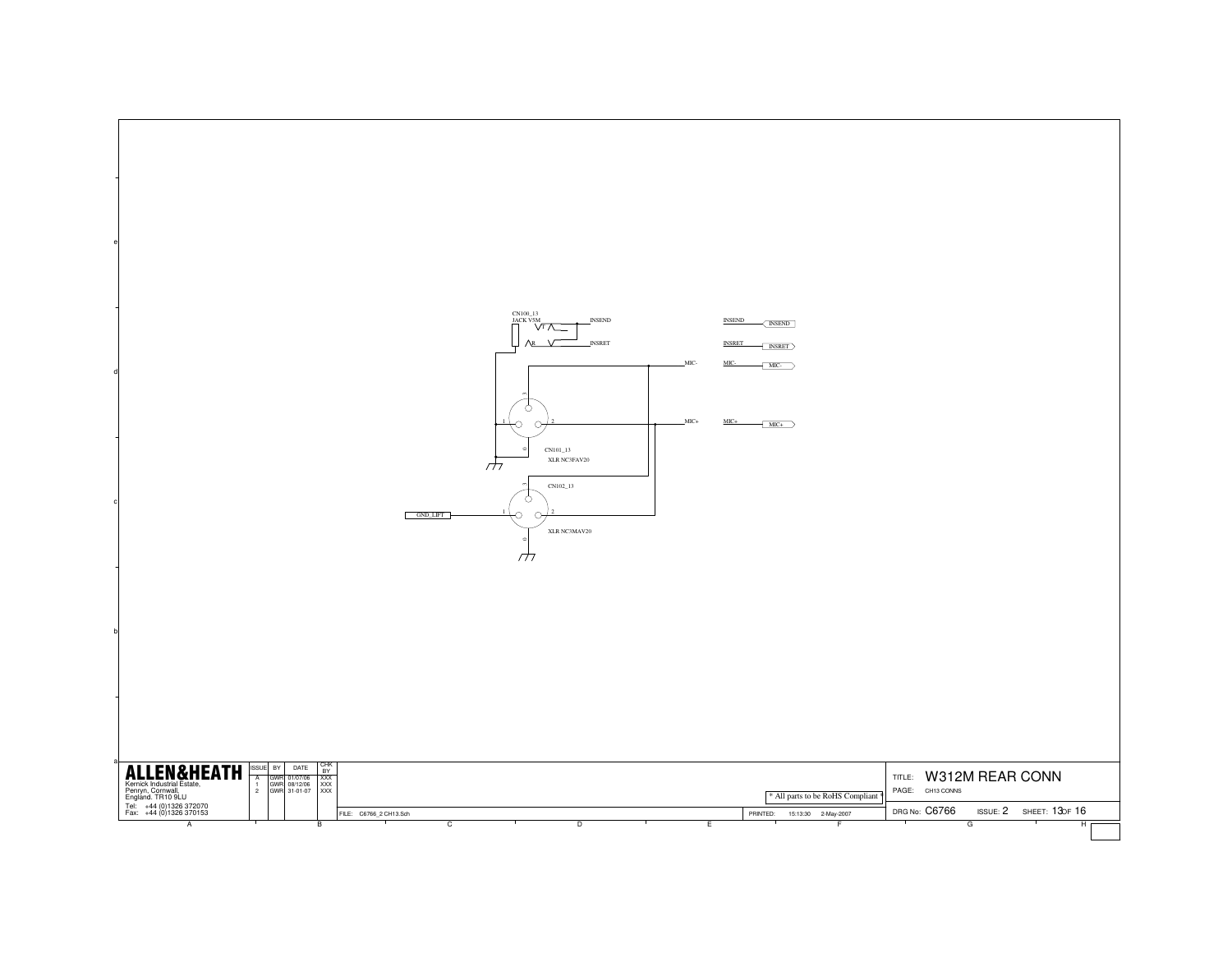CN100_13
JACK V5M

T

R

INSEND

INSRET

MIC-

MIC+

CN101_13
XLR NC3FAV20

CN102_13
XLR NC3MAV20

GND_LIFT

INSEND

INSRET

MIC-

MIC+

| ISSUE | BY | DATE | CHK BY |
|---|---|---|---|
| A | GWR | 01/07/06 | XXX |
| 1 | GWR | 08/12/06 | XXX |
| 2 | GWR | 31-01-07 | XXX |

**ALLEN&HEATH**
Kernick Industrial Estate,
Penryn, Cornwall,
England. TR10 9LU
Tel: +44 (0)1326 372070
Fax: +44 (0)1326 370153

* All parts to be RoHS Compliant *

FILE: C6766_2 CH13.Sch

PRINTED: 15:13:30 2-May-2007

TITLE: W312M REAR CONN

PAGE: CH13 CONNS

DRG No: C6766 ISSUE: 2 SHEET: 13 OF 16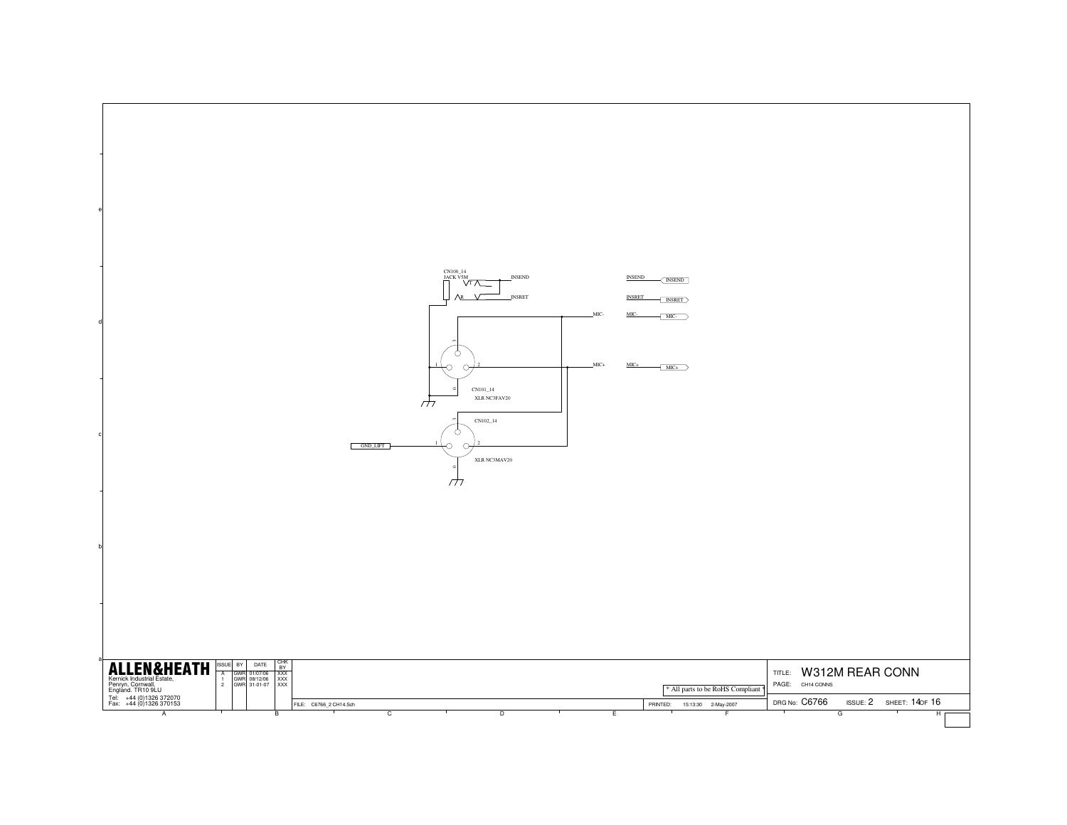CN100_14
JACK V5M

INSEND

INSRET

MIC-

MIC+

CN101_14
XLR NC3FAV20

CN102_14

GND_LIFT

XLR NC3MAV20

INSEND

INSRET

MIC-

MIC+

| ISSUE | BY | DATE | CHK BY |
|---|---|---|---|
| A | GWR | 01/07/06 | XXX |
| 1 | GWR | 08/12/06 | XXX |
| 2 | GWR | 31-01-07 | XXX |

**ALLEN&HEATH**
Kernick Industrial Estate,
Penryn, Cornwall,
England. TR10 9LU
Tel: +44 (0)1326 372070
Fax: +44 (0)1326 370153

* All parts to be RoHS Compliant *

FILE: C6766_2 CH14.Sch

PRINTED: 15:13:30 2-May-2007

TITLE: W312M REAR CONN

PAGE: CH14 CONNS

DRG No: C6766 ISSUE: 2 SHEET: 14 OF 16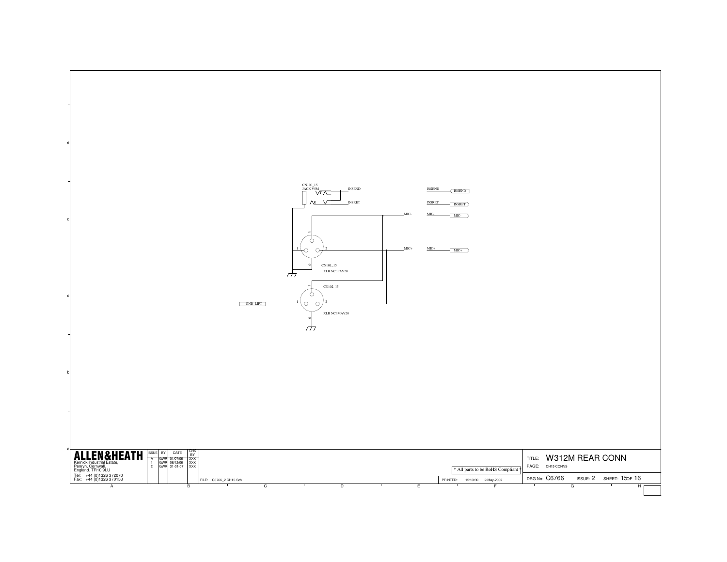CN100_15
JACK V5M

INSEND

INSRET

MIC-

MIC+

CN101_15
XLR NC3FAV20

CN102_15
XLR NC3MAV20

GND_LIFT

INSEND

INSRET

MIC-

MIC+

| ISSUE | BY | DATE | CHK BY |
|---|---|---|---|
| A | GWR | 01/07/06 | XXX |
| 1 | GWR | 08/12/06 | XXX |
| 2 | GWR | 31-01-07 | XXX |

**ALLEN&HEATH**
Kernick Industrial Estate,
Penryn, Cornwall,
England. TR10 9LU
Tel: +44 (0)1326 372070
Fax: +44 (0)1326 370153

\* All parts to be RoHS Compliant \*

FILE: C6766_2 CH15.Sch

PRINTED: 15:13:30 2-May-2007

TITLE: W312M REAR CONN

PAGE: CH15 CONNS

DRG No: C6766 ISSUE: 2 SHEET: 15 OF 16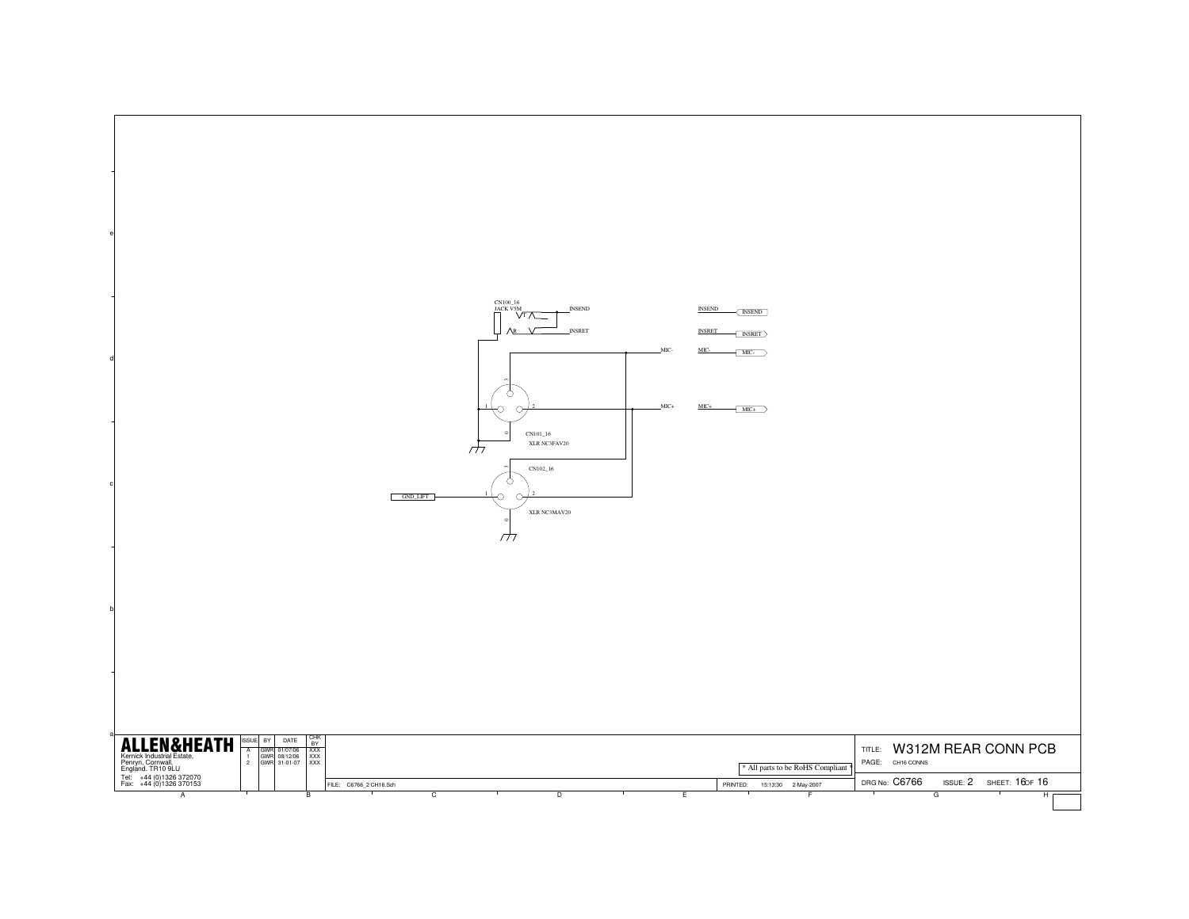CN100_16
JACK V5M

T

R

INSEND

INSRET

MIC-

MIC+

INSEND

INSRET

MIC-

MIC+

CN101_16
XLR NC3FAV20

CN102_16
XLR NC3MAV20

GND_LIFT

1

2

3

1

2

3

**ALLEN&HEATH**
Kernick Industrial Estate,
Penryn, Cornwall,
England. TR10 9LU
Tel: +44 (0)1326 372070
Fax: +44 (0)1326 370153

| ISSUE | BY | DATE | CHK BY |
|---|---|---|---|
| A | GWR | 01/07/06 | XXX |
| 1 | GWR | 08/12/06 | XXX |
| 2 | GWR | 31-01-07 | XXX |

\* All parts to be RoHS Compliant \*

FILE: C6766_2 CH16.Sch

PRINTED: 15:13:30 2-May-2007

TITLE: W312M REAR CONN PCB

PAGE: CH16 CONNS

DRG No: C6766 ISSUE: 2 SHEET: 16 OF 16